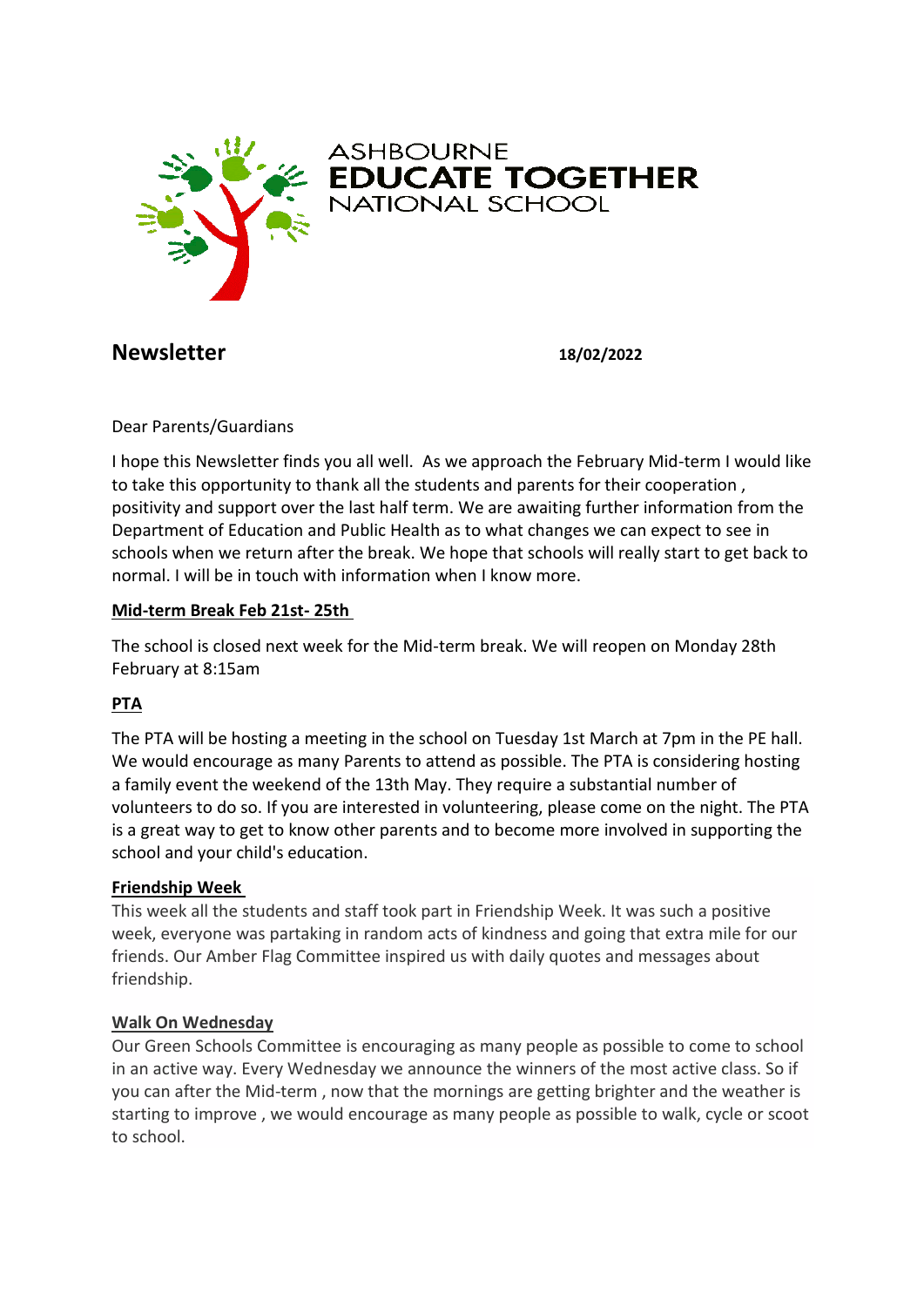ASHBOURNE
**EDUCATE TOGETHER**
NATIONAL SCHOOL

# Newsletter

**18/02/2022**

Dear Parents/Guardians

I hope this Newsletter finds you all well. As we approach the February Mid-term I would like to take this opportunity to thank all the students and parents for their cooperation , positivity and support over the last half term. We are awaiting further information from the Department of Education and Public Health as to what changes we can expect to see in schools when we return after the break. We hope that schools will really start to get back to normal. I will be in touch with information when I know more.

## Mid-term Break Feb 21st- 25th

The school is closed next week for the Mid-term break. We will reopen on Monday 28th February at 8:15am

## PTA

The PTA will be hosting a meeting in the school on Tuesday 1st March at 7pm in the PE hall. We would encourage as many Parents to attend as possible. The PTA is considering hosting a family event the weekend of the 13th May. They require a substantial number of volunteers to do so. If you are interested in volunteering, please come on the night. The PTA is a great way to get to know other parents and to become more involved in supporting the school and your child's education.

## Friendship Week

This week all the students and staff took part in Friendship Week. It was such a positive week, everyone was partaking in random acts of kindness and going that extra mile for our friends. Our Amber Flag Committee inspired us with daily quotes and messages about friendship.

## Walk On Wednesday

Our Green Schools Committee is encouraging as many people as possible to come to school in an active way. Every Wednesday we announce the winners of the most active class. So if you can after the Mid-term , now that the mornings are getting brighter and the weather is starting to improve , we would encourage as many people as possible to walk, cycle or scoot to school.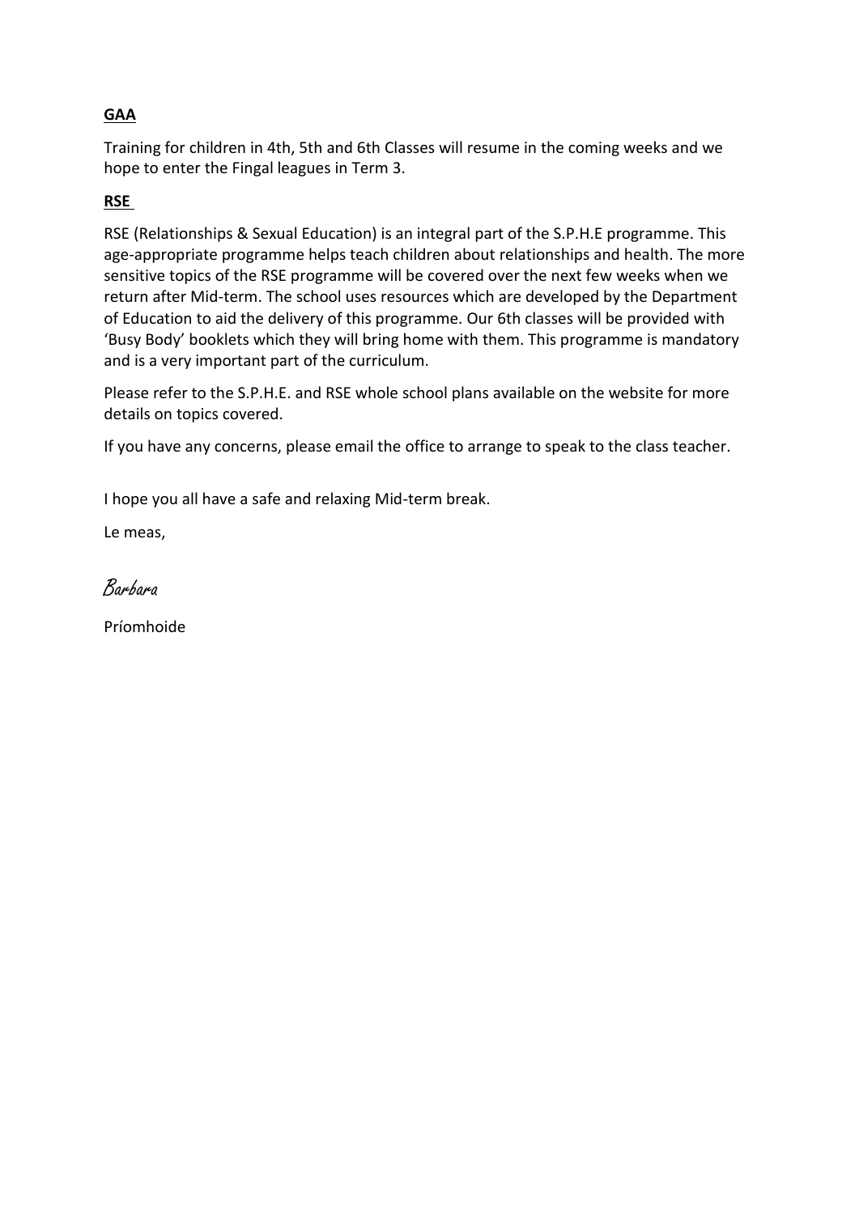**GAA**

Training for children in 4th, 5th and 6th Classes will resume in the coming weeks and we hope to enter the Fingal leagues in Term 3.

**RSE**

RSE (Relationships & Sexual Education) is an integral part of the S.P.H.E programme. This age-appropriate programme helps teach children about relationships and health. The more sensitive topics of the RSE programme will be covered over the next few weeks when we return after Mid-term. The school uses resources which are developed by the Department of Education to aid the delivery of this programme. Our 6th classes will be provided with 'Busy Body' booklets which they will bring home with them. This programme is mandatory and is a very important part of the curriculum.

Please refer to the S.P.H.E. and RSE whole school plans available on the website for more details on topics covered.

If you have any concerns, please email the office to arrange to speak to the class teacher.

I hope you all have a safe and relaxing Mid-term break.

Le meas,

*Barbara*

Príomhoide